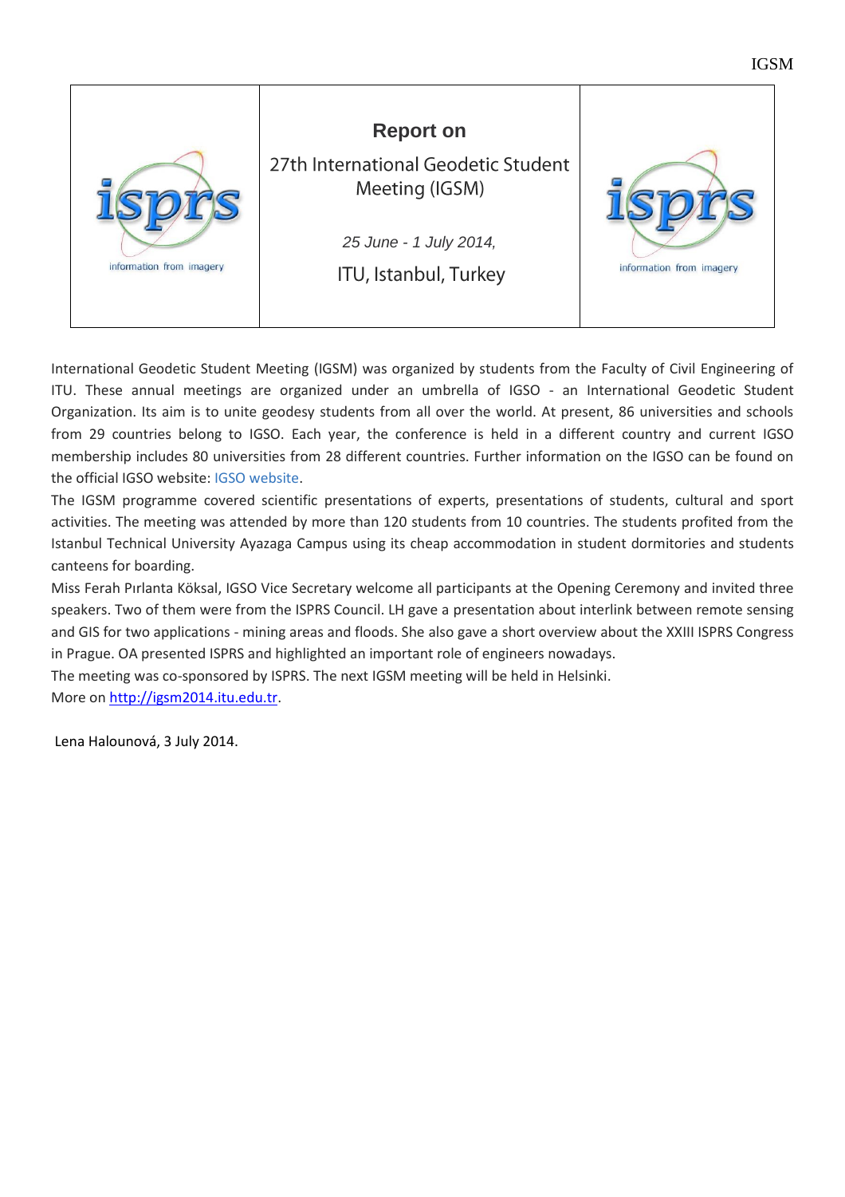# Report on

## 27th International Geodetic Student Meeting (IGSM)

*25 June - 1 July 2014,*

ITU, Istanbul, Turkey

International Geodetic Student Meeting (IGSM) was organized by students from the Faculty of Civil Engineering of ITU. These annual meetings are organized under an umbrella of IGSO - an International Geodetic Student Organization. Its aim is to unite geodesy students from all over the world. At present, 86 universities and schools from 29 countries belong to IGSO. Each year, the conference is held in a different country and current IGSO membership includes 80 universities from 28 different countries. Further information on the IGSO can be found on the official IGSO website: IGSO website.

The IGSM programme covered scientific presentations of experts, presentations of students, cultural and sport activities. The meeting was attended by more than 120 students from 10 countries. The students profited from the Istanbul Technical University Ayazaga Campus using its cheap accommodation in student dormitories and students canteens for boarding.

Miss Ferah Pırlanta Köksal, IGSO Vice Secretary welcome all participants at the Opening Ceremony and invited three speakers. Two of them were from the ISPRS Council. LH gave a presentation about interlink between remote sensing and GIS for two applications - mining areas and floods. She also gave a short overview about the XXIII ISPRS Congress in Prague. OA presented ISPRS and highlighted an important role of engineers nowadays.

The meeting was co-sponsored by ISPRS. The next IGSM meeting will be held in Helsinki.

More on http://igsm2014.itu.edu.tr.

Lena Halounová, 3 July 2014.